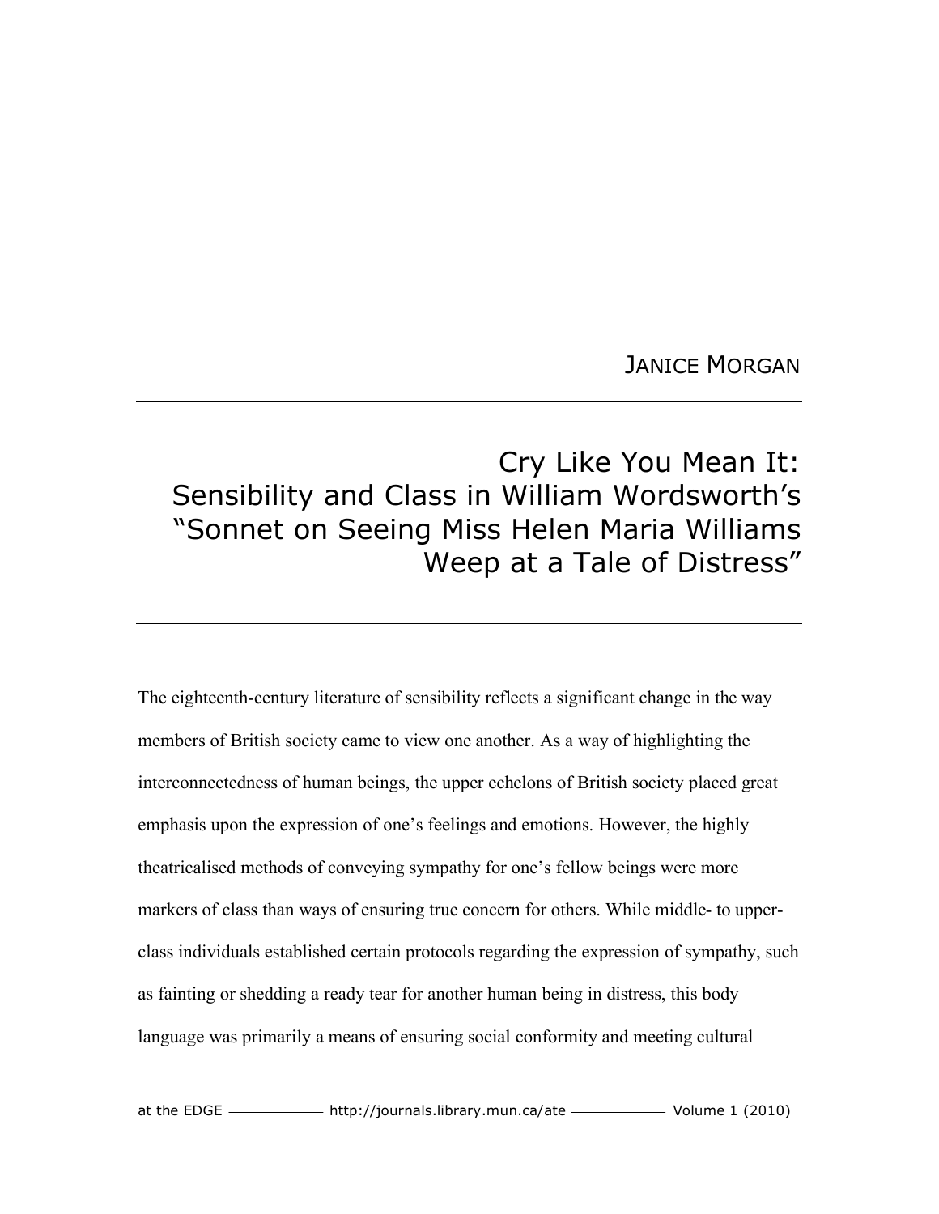JANICE MORGAN

# Cry Like You Mean It: Sensibility and Class in William Wordsworth's "Sonnet on Seeing Miss Helen Maria Williams Weep at a Tale of Distress"

The eighteenth-century literature of sensibility reflects a significant change in the way members of British society came to view one another. As a way of highlighting the interconnectedness of human beings, the upper echelons of British society placed great emphasis upon the expression of one's feelings and emotions. However, the highly theatricalised methods of conveying sympathy for one's fellow beings were more markers of class than ways of ensuring true concern for others. While middle- to upper-class individuals established certain protocols regarding the expression of sympathy, such as fainting or shedding a ready tear for another human being in distress, this body language was primarily a means of ensuring social conformity and meeting cultural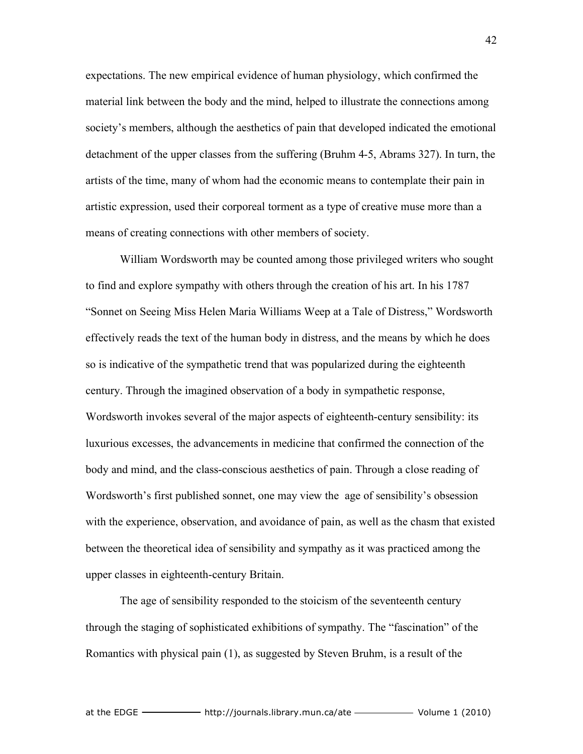expectations. The new empirical evidence of human physiology, which confirmed the material link between the body and the mind, helped to illustrate the connections among society's members, although the aesthetics of pain that developed indicated the emotional detachment of the upper classes from the suffering (Bruhm 4-5, Abrams 327). In turn, the artists of the time, many of whom had the economic means to contemplate their pain in artistic expression, used their corporeal torment as a type of creative muse more than a means of creating connections with other members of society.

William Wordsworth may be counted among those privileged writers who sought to find and explore sympathy with others through the creation of his art. In his 1787 "Sonnet on Seeing Miss Helen Maria Williams Weep at a Tale of Distress," Wordsworth effectively reads the text of the human body in distress, and the means by which he does so is indicative of the sympathetic trend that was popularized during the eighteenth century. Through the imagined observation of a body in sympathetic response, Wordsworth invokes several of the major aspects of eighteenth-century sensibility: its luxurious excesses, the advancements in medicine that confirmed the connection of the body and mind, and the class-conscious aesthetics of pain. Through a close reading of Wordsworth's first published sonnet, one may view the age of sensibility's obsession with the experience, observation, and avoidance of pain, as well as the chasm that existed between the theoretical idea of sensibility and sympathy as it was practiced among the upper classes in eighteenth-century Britain.

The age of sensibility responded to the stoicism of the seventeenth century through the staging of sophisticated exhibitions of sympathy. The "fascination" of the Romantics with physical pain (1), as suggested by Steven Bruhm, is a result of the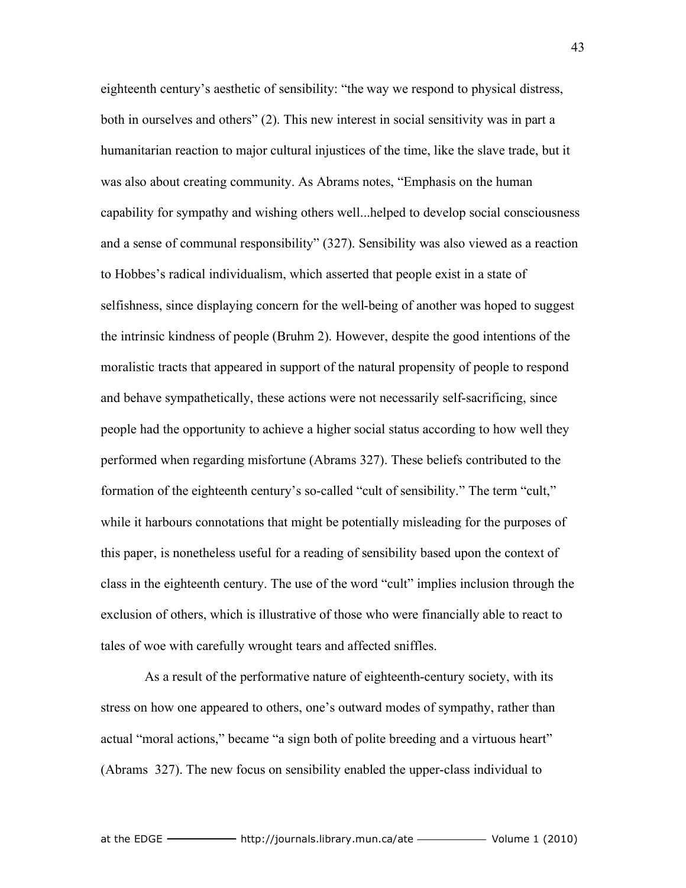eighteenth century's aesthetic of sensibility: "the way we respond to physical distress, both in ourselves and others" (2). This new interest in social sensitivity was in part a humanitarian reaction to major cultural injustices of the time, like the slave trade, but it was also about creating community. As Abrams notes, "Emphasis on the human capability for sympathy and wishing others well...helped to develop social consciousness and a sense of communal responsibility" (327). Sensibility was also viewed as a reaction to Hobbes's radical individualism, which asserted that people exist in a state of selfishness, since displaying concern for the well-being of another was hoped to suggest the intrinsic kindness of people (Bruhm 2). However, despite the good intentions of the moralistic tracts that appeared in support of the natural propensity of people to respond and behave sympathetically, these actions were not necessarily self-sacrificing, since people had the opportunity to achieve a higher social status according to how well they performed when regarding misfortune (Abrams 327). These beliefs contributed to the formation of the eighteenth century's so-called "cult of sensibility." The term "cult," while it harbours connotations that might be potentially misleading for the purposes of this paper, is nonetheless useful for a reading of sensibility based upon the context of class in the eighteenth century. The use of the word "cult" implies inclusion through the exclusion of others, which is illustrative of those who were financially able to react to tales of woe with carefully wrought tears and affected sniffles.

As a result of the performative nature of eighteenth-century society, with its stress on how one appeared to others, one's outward modes of sympathy, rather than actual "moral actions," became "a sign both of polite breeding and a virtuous heart" (Abrams 327). The new focus on sensibility enabled the upper-class individual to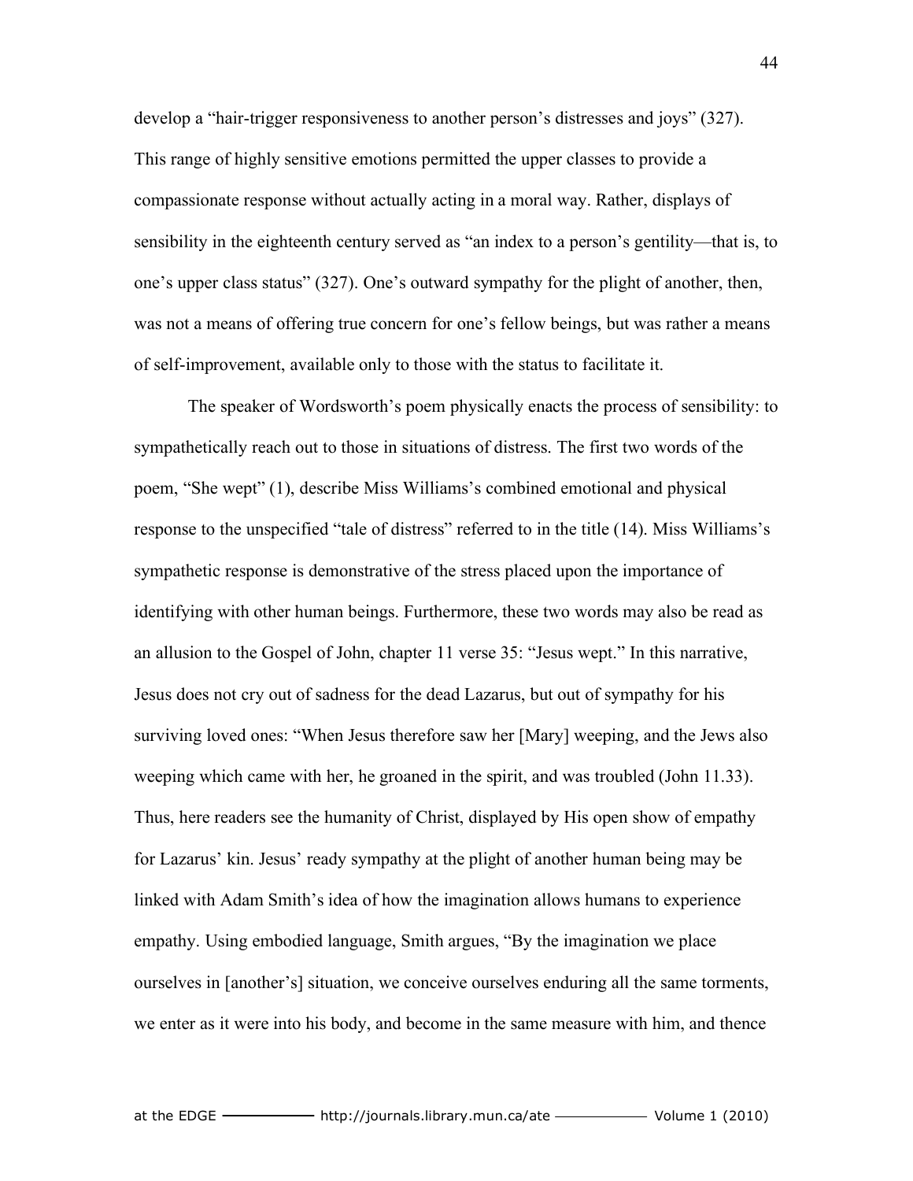develop a "hair-trigger responsiveness to another person's distresses and joys" (327). This range of highly sensitive emotions permitted the upper classes to provide a compassionate response without actually acting in a moral way. Rather, displays of sensibility in the eighteenth century served as "an index to a person's gentility—that is, to one's upper class status" (327). One's outward sympathy for the plight of another, then, was not a means of offering true concern for one's fellow beings, but was rather a means of self-improvement, available only to those with the status to facilitate it.

The speaker of Wordsworth's poem physically enacts the process of sensibility: to sympathetically reach out to those in situations of distress. The first two words of the poem, "She wept" (1), describe Miss Williams's combined emotional and physical response to the unspecified "tale of distress" referred to in the title (14). Miss Williams's sympathetic response is demonstrative of the stress placed upon the importance of identifying with other human beings. Furthermore, these two words may also be read as an allusion to the Gospel of John, chapter 11 verse 35: "Jesus wept." In this narrative, Jesus does not cry out of sadness for the dead Lazarus, but out of sympathy for his surviving loved ones: "When Jesus therefore saw her [Mary] weeping, and the Jews also weeping which came with her, he groaned in the spirit, and was troubled (John 11.33). Thus, here readers see the humanity of Christ, displayed by His open show of empathy for Lazarus' kin. Jesus' ready sympathy at the plight of another human being may be linked with Adam Smith's idea of how the imagination allows humans to experience empathy. Using embodied language, Smith argues, "By the imagination we place ourselves in [another's] situation, we conceive ourselves enduring all the same torments, we enter as it were into his body, and become in the same measure with him, and thence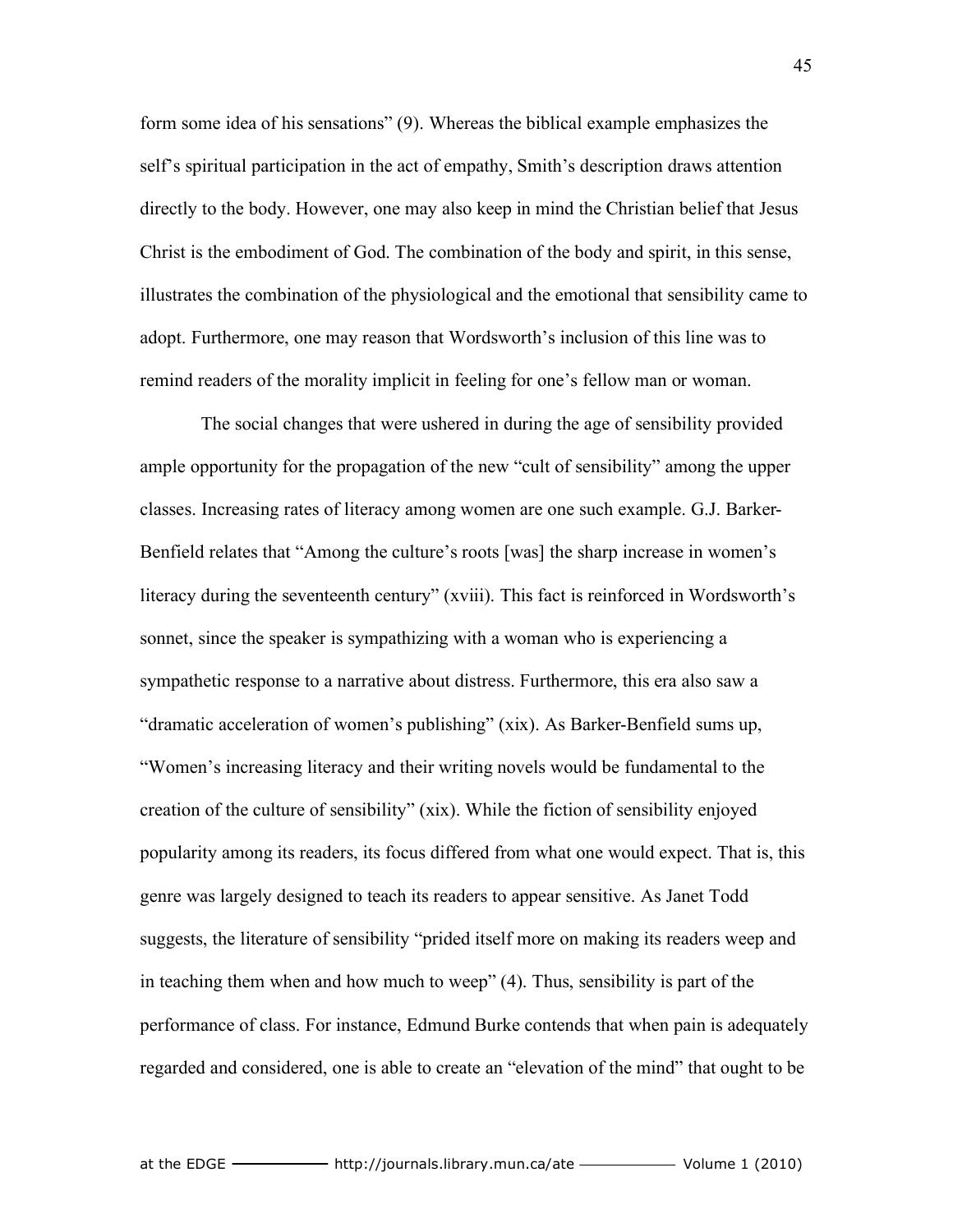form some idea of his sensations" (9). Whereas the biblical example emphasizes the self's spiritual participation in the act of empathy, Smith's description draws attention directly to the body. However, one may also keep in mind the Christian belief that Jesus Christ is the embodiment of God. The combination of the body and spirit, in this sense, illustrates the combination of the physiological and the emotional that sensibility came to adopt. Furthermore, one may reason that Wordsworth's inclusion of this line was to remind readers of the morality implicit in feeling for one's fellow man or woman.

The social changes that were ushered in during the age of sensibility provided ample opportunity for the propagation of the new "cult of sensibility" among the upper classes. Increasing rates of literacy among women are one such example. G.J. Barker-Benfield relates that "Among the culture's roots [was] the sharp increase in women's literacy during the seventeenth century" (xviii). This fact is reinforced in Wordsworth's sonnet, since the speaker is sympathizing with a woman who is experiencing a sympathetic response to a narrative about distress. Furthermore, this era also saw a "dramatic acceleration of women's publishing" (xix). As Barker-Benfield sums up, "Women's increasing literacy and their writing novels would be fundamental to the creation of the culture of sensibility" (xix). While the fiction of sensibility enjoyed popularity among its readers, its focus differed from what one would expect. That is, this genre was largely designed to teach its readers to appear sensitive. As Janet Todd suggests, the literature of sensibility "prided itself more on making its readers weep and in teaching them when and how much to weep" (4). Thus, sensibility is part of the performance of class. For instance, Edmund Burke contends that when pain is adequately regarded and considered, one is able to create an "elevation of the mind" that ought to be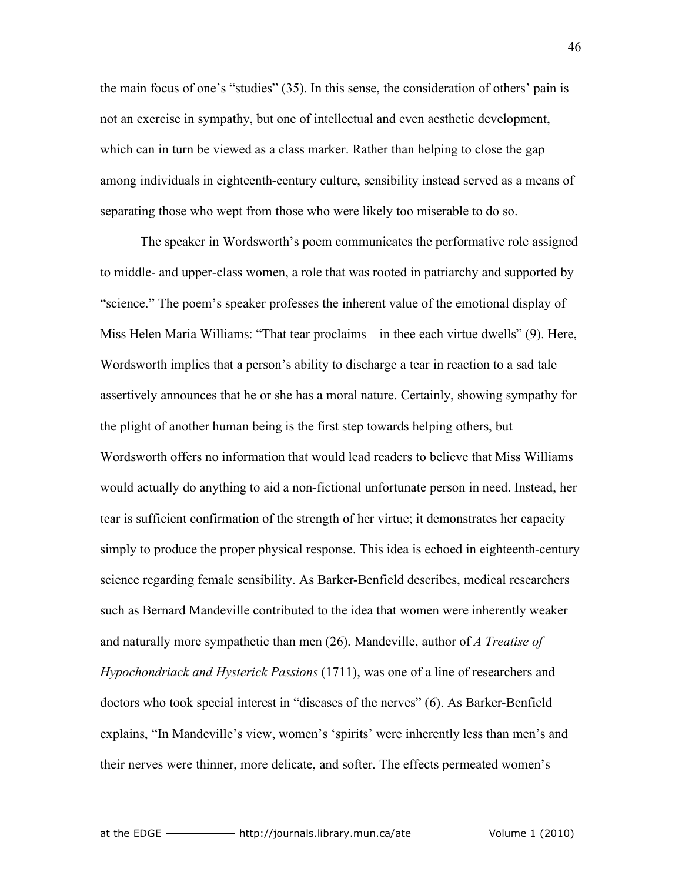the main focus of one's "studies" (35). In this sense, the consideration of others' pain is not an exercise in sympathy, but one of intellectual and even aesthetic development, which can in turn be viewed as a class marker. Rather than helping to close the gap among individuals in eighteenth-century culture, sensibility instead served as a means of separating those who wept from those who were likely too miserable to do so.

The speaker in Wordsworth's poem communicates the performative role assigned to middle- and upper-class women, a role that was rooted in patriarchy and supported by "science." The poem's speaker professes the inherent value of the emotional display of Miss Helen Maria Williams: "That tear proclaims – in thee each virtue dwells" (9). Here, Wordsworth implies that a person's ability to discharge a tear in reaction to a sad tale assertively announces that he or she has a moral nature. Certainly, showing sympathy for the plight of another human being is the first step towards helping others, but Wordsworth offers no information that would lead readers to believe that Miss Williams would actually do anything to aid a non-fictional unfortunate person in need. Instead, her tear is sufficient confirmation of the strength of her virtue; it demonstrates her capacity simply to produce the proper physical response. This idea is echoed in eighteenth-century science regarding female sensibility. As Barker-Benfield describes, medical researchers such as Bernard Mandeville contributed to the idea that women were inherently weaker and naturally more sympathetic than men (26). Mandeville, author of *A Treatise of Hypochondriack and Hysterick Passions* (1711), was one of a line of researchers and doctors who took special interest in "diseases of the nerves" (6). As Barker-Benfield explains, "In Mandeville's view, women's 'spirits' were inherently less than men's and their nerves were thinner, more delicate, and softer. The effects permeated women's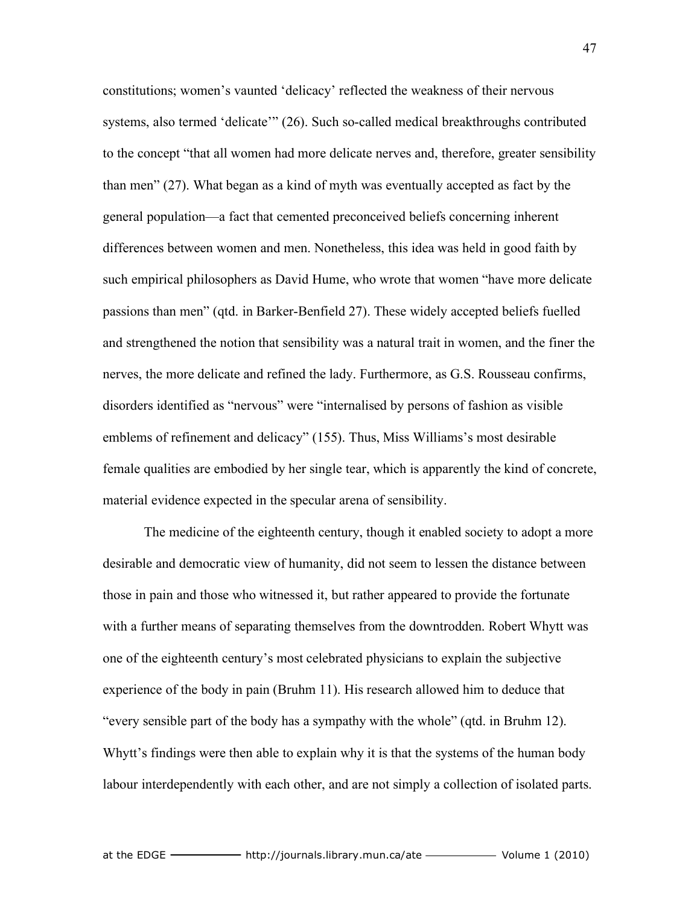constitutions; women's vaunted 'delicacy' reflected the weakness of their nervous systems, also termed 'delicate'" (26). Such so-called medical breakthroughs contributed to the concept "that all women had more delicate nerves and, therefore, greater sensibility than men" (27). What began as a kind of myth was eventually accepted as fact by the general population—a fact that cemented preconceived beliefs concerning inherent differences between women and men. Nonetheless, this idea was held in good faith by such empirical philosophers as David Hume, who wrote that women "have more delicate passions than men" (qtd. in Barker-Benfield 27). These widely accepted beliefs fuelled and strengthened the notion that sensibility was a natural trait in women, and the finer the nerves, the more delicate and refined the lady. Furthermore, as G.S. Rousseau confirms, disorders identified as "nervous" were "internalised by persons of fashion as visible emblems of refinement and delicacy" (155). Thus, Miss Williams's most desirable female qualities are embodied by her single tear, which is apparently the kind of concrete, material evidence expected in the specular arena of sensibility.

The medicine of the eighteenth century, though it enabled society to adopt a more desirable and democratic view of humanity, did not seem to lessen the distance between those in pain and those who witnessed it, but rather appeared to provide the fortunate with a further means of separating themselves from the downtrodden. Robert Whytt was one of the eighteenth century's most celebrated physicians to explain the subjective experience of the body in pain (Bruhm 11). His research allowed him to deduce that "every sensible part of the body has a sympathy with the whole" (qtd. in Bruhm 12). Whytt's findings were then able to explain why it is that the systems of the human body labour interdependently with each other, and are not simply a collection of isolated parts.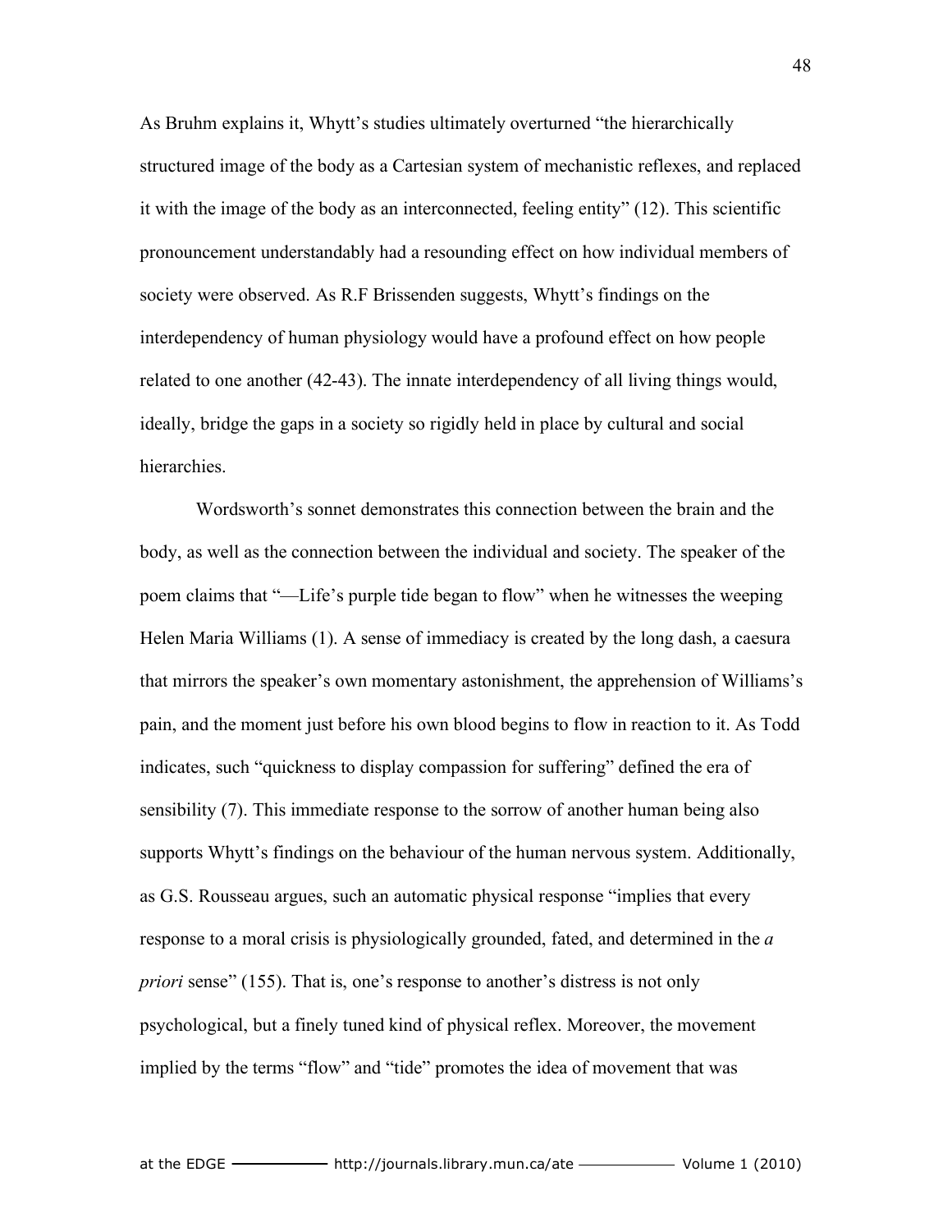As Bruhm explains it, Whytt's studies ultimately overturned "the hierarchically structured image of the body as a Cartesian system of mechanistic reflexes, and replaced it with the image of the body as an interconnected, feeling entity" (12). This scientific pronouncement understandably had a resounding effect on how individual members of society were observed. As R.F Brissenden suggests, Whytt's findings on the interdependency of human physiology would have a profound effect on how people related to one another (42-43). The innate interdependency of all living things would, ideally, bridge the gaps in a society so rigidly held in place by cultural and social hierarchies.

Wordsworth's sonnet demonstrates this connection between the brain and the body, as well as the connection between the individual and society. The speaker of the poem claims that "—Life's purple tide began to flow" when he witnesses the weeping Helen Maria Williams (1). A sense of immediacy is created by the long dash, a caesura that mirrors the speaker's own momentary astonishment, the apprehension of Williams's pain, and the moment just before his own blood begins to flow in reaction to it. As Todd indicates, such "quickness to display compassion for suffering" defined the era of sensibility (7). This immediate response to the sorrow of another human being also supports Whytt's findings on the behaviour of the human nervous system. Additionally, as G.S. Rousseau argues, such an automatic physical response "implies that every response to a moral crisis is physiologically grounded, fated, and determined in the *a priori* sense" (155). That is, one's response to another's distress is not only psychological, but a finely tuned kind of physical reflex. Moreover, the movement implied by the terms "flow" and "tide" promotes the idea of movement that was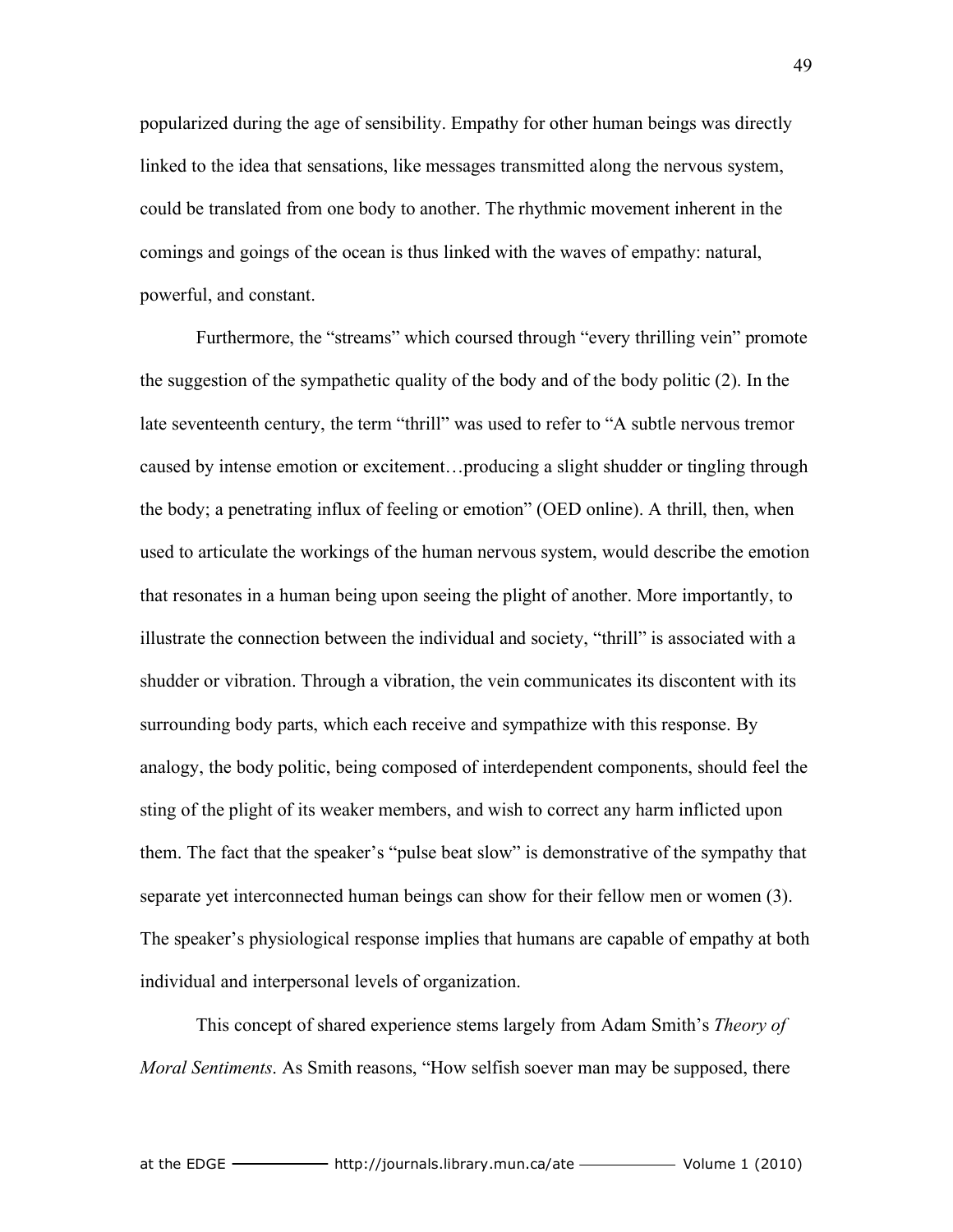popularized during the age of sensibility. Empathy for other human beings was directly linked to the idea that sensations, like messages transmitted along the nervous system, could be translated from one body to another. The rhythmic movement inherent in the comings and goings of the ocean is thus linked with the waves of empathy: natural, powerful, and constant.

Furthermore, the "streams" which coursed through "every thrilling vein" promote the suggestion of the sympathetic quality of the body and of the body politic (2). In the late seventeenth century, the term "thrill" was used to refer to "A subtle nervous tremor caused by intense emotion or excitement…producing a slight shudder or tingling through the body; a penetrating influx of feeling or emotion" (OED online). A thrill, then, when used to articulate the workings of the human nervous system, would describe the emotion that resonates in a human being upon seeing the plight of another. More importantly, to illustrate the connection between the individual and society, "thrill" is associated with a shudder or vibration. Through a vibration, the vein communicates its discontent with its surrounding body parts, which each receive and sympathize with this response. By analogy, the body politic, being composed of interdependent components, should feel the sting of the plight of its weaker members, and wish to correct any harm inflicted upon them. The fact that the speaker's "pulse beat slow" is demonstrative of the sympathy that separate yet interconnected human beings can show for their fellow men or women (3). The speaker's physiological response implies that humans are capable of empathy at both individual and interpersonal levels of organization.

This concept of shared experience stems largely from Adam Smith's *Theory of Moral Sentiments*. As Smith reasons, "How selfish soever man may be supposed, there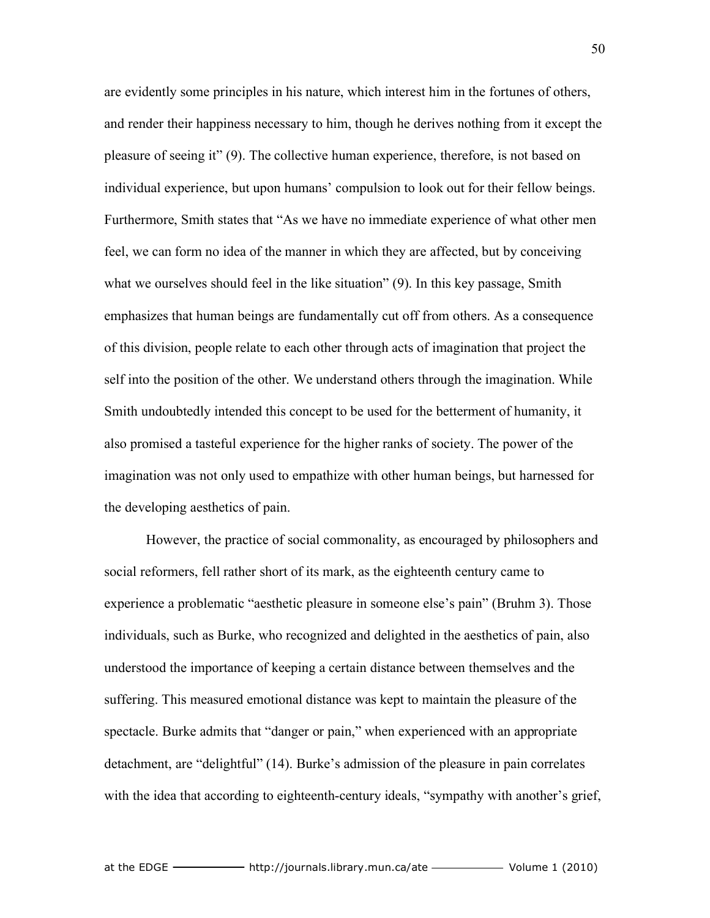are evidently some principles in his nature, which interest him in the fortunes of others, and render their happiness necessary to him, though he derives nothing from it except the pleasure of seeing it" (9). The collective human experience, therefore, is not based on individual experience, but upon humans' compulsion to look out for their fellow beings. Furthermore, Smith states that "As we have no immediate experience of what other men feel, we can form no idea of the manner in which they are affected, but by conceiving what we ourselves should feel in the like situation" (9). In this key passage, Smith emphasizes that human beings are fundamentally cut off from others. As a consequence of this division, people relate to each other through acts of imagination that project the self into the position of the other. We understand others through the imagination. While Smith undoubtedly intended this concept to be used for the betterment of humanity, it also promised a tasteful experience for the higher ranks of society. The power of the imagination was not only used to empathize with other human beings, but harnessed for the developing aesthetics of pain.

However, the practice of social commonality, as encouraged by philosophers and social reformers, fell rather short of its mark, as the eighteenth century came to experience a problematic "aesthetic pleasure in someone else's pain" (Bruhm 3). Those individuals, such as Burke, who recognized and delighted in the aesthetics of pain, also understood the importance of keeping a certain distance between themselves and the suffering. This measured emotional distance was kept to maintain the pleasure of the spectacle. Burke admits that "danger or pain," when experienced with an appropriate detachment, are "delightful" (14). Burke's admission of the pleasure in pain correlates with the idea that according to eighteenth-century ideals, "sympathy with another's grief,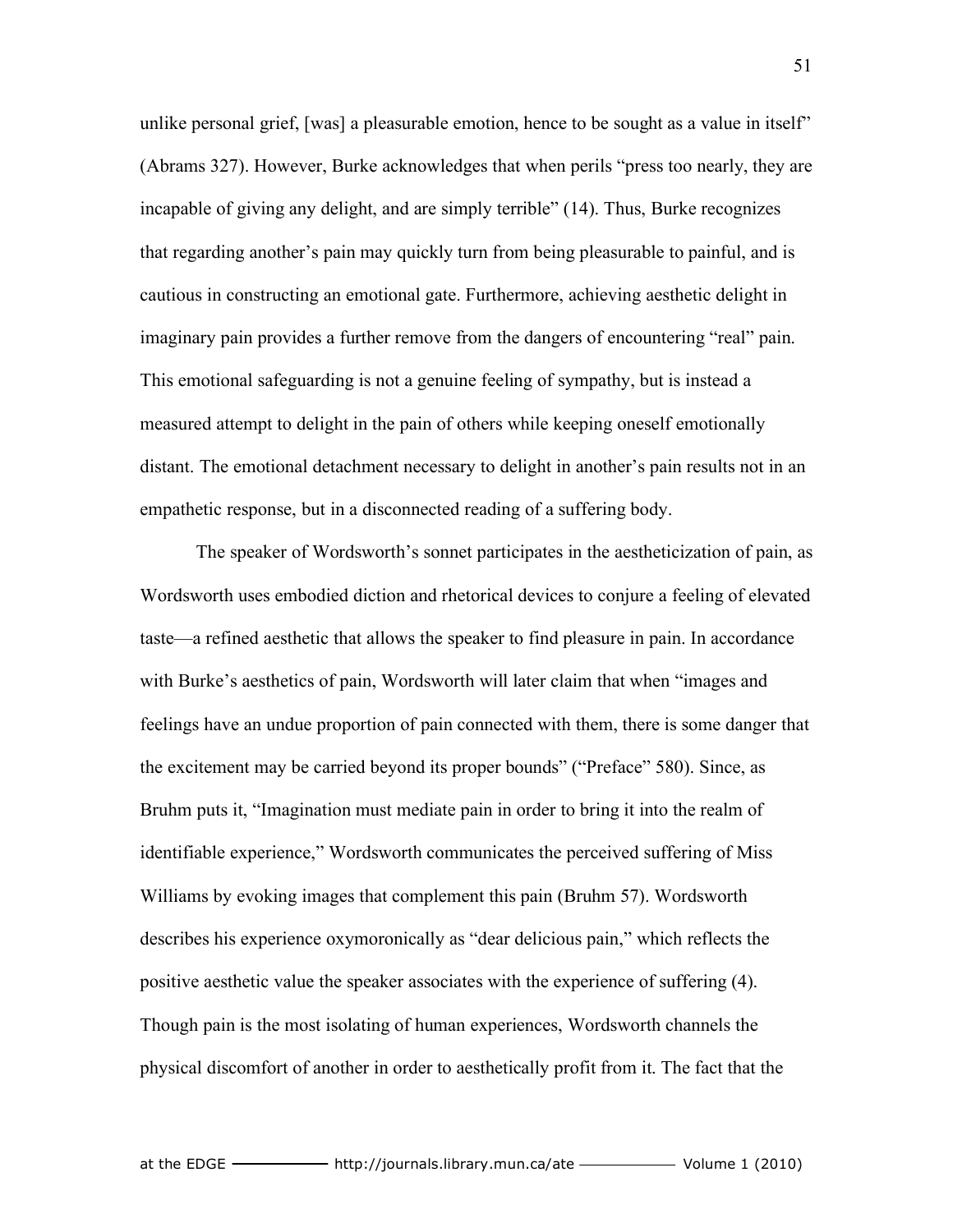unlike personal grief, [was] a pleasurable emotion, hence to be sought as a value in itself" (Abrams 327). However, Burke acknowledges that when perils "press too nearly, they are incapable of giving any delight, and are simply terrible" (14). Thus, Burke recognizes that regarding another's pain may quickly turn from being pleasurable to painful, and is cautious in constructing an emotional gate. Furthermore, achieving aesthetic delight in imaginary pain provides a further remove from the dangers of encountering "real" pain. This emotional safeguarding is not a genuine feeling of sympathy, but is instead a measured attempt to delight in the pain of others while keeping oneself emotionally distant. The emotional detachment necessary to delight in another's pain results not in an empathetic response, but in a disconnected reading of a suffering body.

The speaker of Wordsworth's sonnet participates in the aestheticization of pain, as Wordsworth uses embodied diction and rhetorical devices to conjure a feeling of elevated taste—a refined aesthetic that allows the speaker to find pleasure in pain. In accordance with Burke's aesthetics of pain, Wordsworth will later claim that when "images and feelings have an undue proportion of pain connected with them, there is some danger that the excitement may be carried beyond its proper bounds" ("Preface" 580). Since, as Bruhm puts it, "Imagination must mediate pain in order to bring it into the realm of identifiable experience," Wordsworth communicates the perceived suffering of Miss Williams by evoking images that complement this pain (Bruhm 57). Wordsworth describes his experience oxymoronically as "dear delicious pain," which reflects the positive aesthetic value the speaker associates with the experience of suffering (4). Though pain is the most isolating of human experiences, Wordsworth channels the physical discomfort of another in order to aesthetically profit from it. The fact that the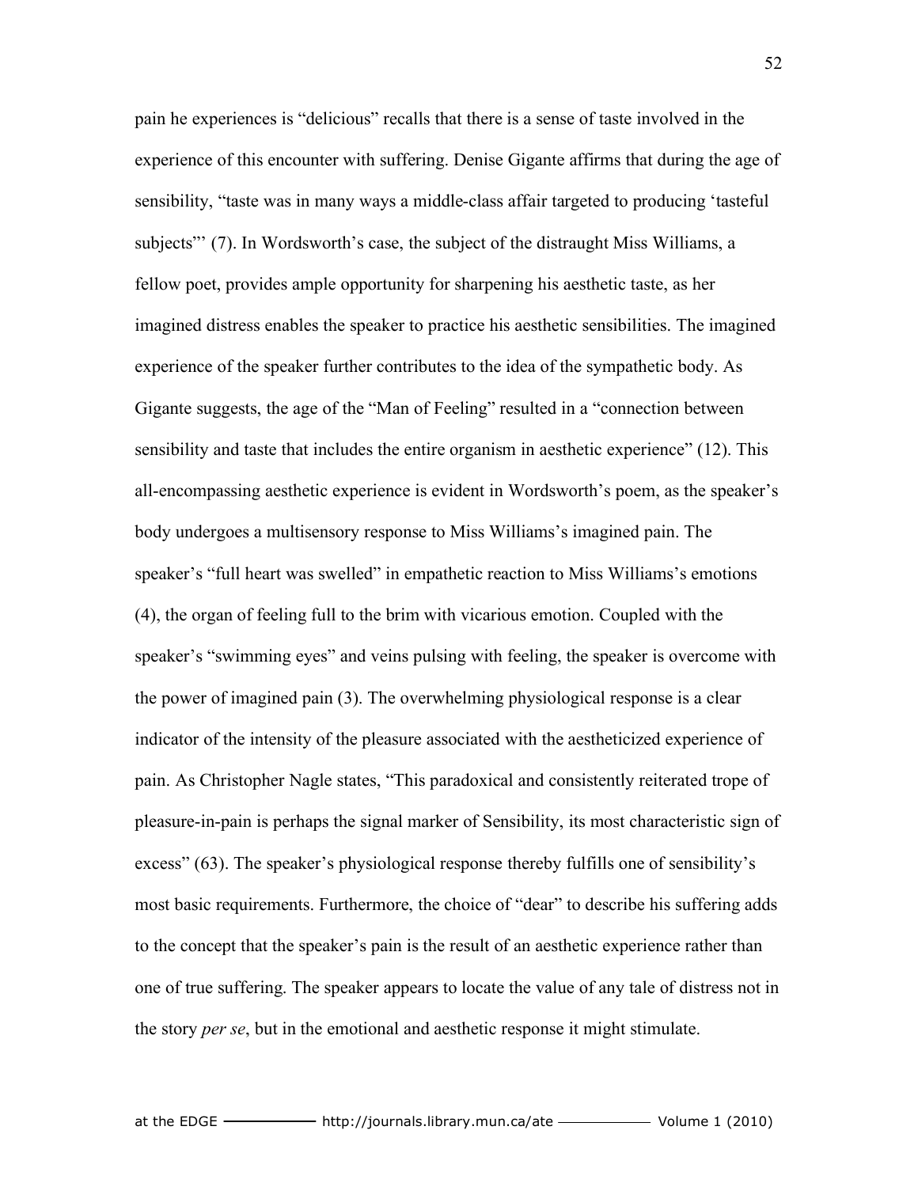pain he experiences is "delicious" recalls that there is a sense of taste involved in the experience of this encounter with suffering. Denise Gigante affirms that during the age of sensibility, "taste was in many ways a middle-class affair targeted to producing 'tasteful subjects"' (7). In Wordsworth's case, the subject of the distraught Miss Williams, a fellow poet, provides ample opportunity for sharpening his aesthetic taste, as her imagined distress enables the speaker to practice his aesthetic sensibilities. The imagined experience of the speaker further contributes to the idea of the sympathetic body. As Gigante suggests, the age of the "Man of Feeling" resulted in a "connection between sensibility and taste that includes the entire organism in aesthetic experience" (12). This all-encompassing aesthetic experience is evident in Wordsworth's poem, as the speaker's body undergoes a multisensory response to Miss Williams's imagined pain. The speaker's "full heart was swelled" in empathetic reaction to Miss Williams's emotions (4), the organ of feeling full to the brim with vicarious emotion. Coupled with the speaker's "swimming eyes" and veins pulsing with feeling, the speaker is overcome with the power of imagined pain (3). The overwhelming physiological response is a clear indicator of the intensity of the pleasure associated with the aestheticized experience of pain. As Christopher Nagle states, "This paradoxical and consistently reiterated trope of pleasure-in-pain is perhaps the signal marker of Sensibility, its most characteristic sign of excess" (63). The speaker's physiological response thereby fulfills one of sensibility's most basic requirements. Furthermore, the choice of "dear" to describe his suffering adds to the concept that the speaker's pain is the result of an aesthetic experience rather than one of true suffering. The speaker appears to locate the value of any tale of distress not in the story *per se*, but in the emotional and aesthetic response it might stimulate.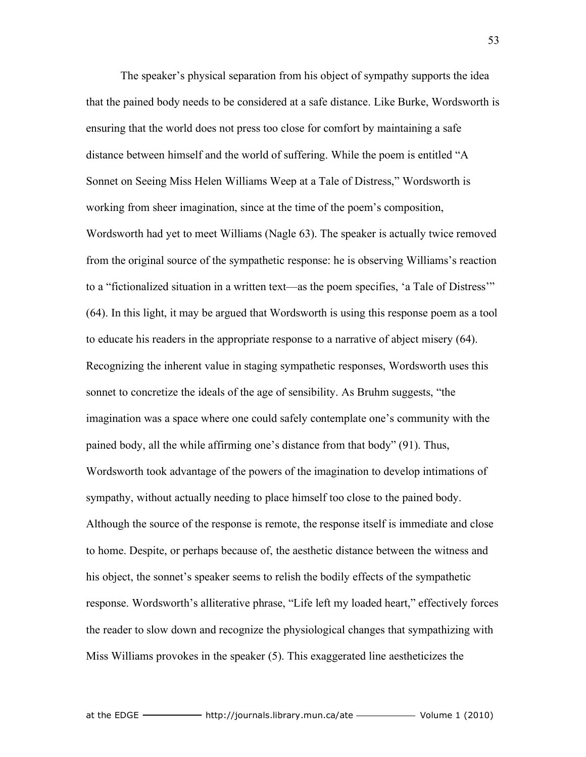The speaker's physical separation from his object of sympathy supports the idea that the pained body needs to be considered at a safe distance. Like Burke, Wordsworth is ensuring that the world does not press too close for comfort by maintaining a safe distance between himself and the world of suffering. While the poem is entitled "A Sonnet on Seeing Miss Helen Williams Weep at a Tale of Distress," Wordsworth is working from sheer imagination, since at the time of the poem's composition, Wordsworth had yet to meet Williams (Nagle 63). The speaker is actually twice removed from the original source of the sympathetic response: he is observing Williams's reaction to a "fictionalized situation in a written text—as the poem specifies, 'a Tale of Distress'" (64). In this light, it may be argued that Wordsworth is using this response poem as a tool to educate his readers in the appropriate response to a narrative of abject misery (64). Recognizing the inherent value in staging sympathetic responses, Wordsworth uses this sonnet to concretize the ideals of the age of sensibility. As Bruhm suggests, "the imagination was a space where one could safely contemplate one's community with the pained body, all the while affirming one's distance from that body" (91). Thus, Wordsworth took advantage of the powers of the imagination to develop intimations of sympathy, without actually needing to place himself too close to the pained body. Although the source of the response is remote, the response itself is immediate and close to home. Despite, or perhaps because of, the aesthetic distance between the witness and his object, the sonnet's speaker seems to relish the bodily effects of the sympathetic response. Wordsworth's alliterative phrase, "Life left my loaded heart," effectively forces the reader to slow down and recognize the physiological changes that sympathizing with Miss Williams provokes in the speaker (5). This exaggerated line aestheticizes the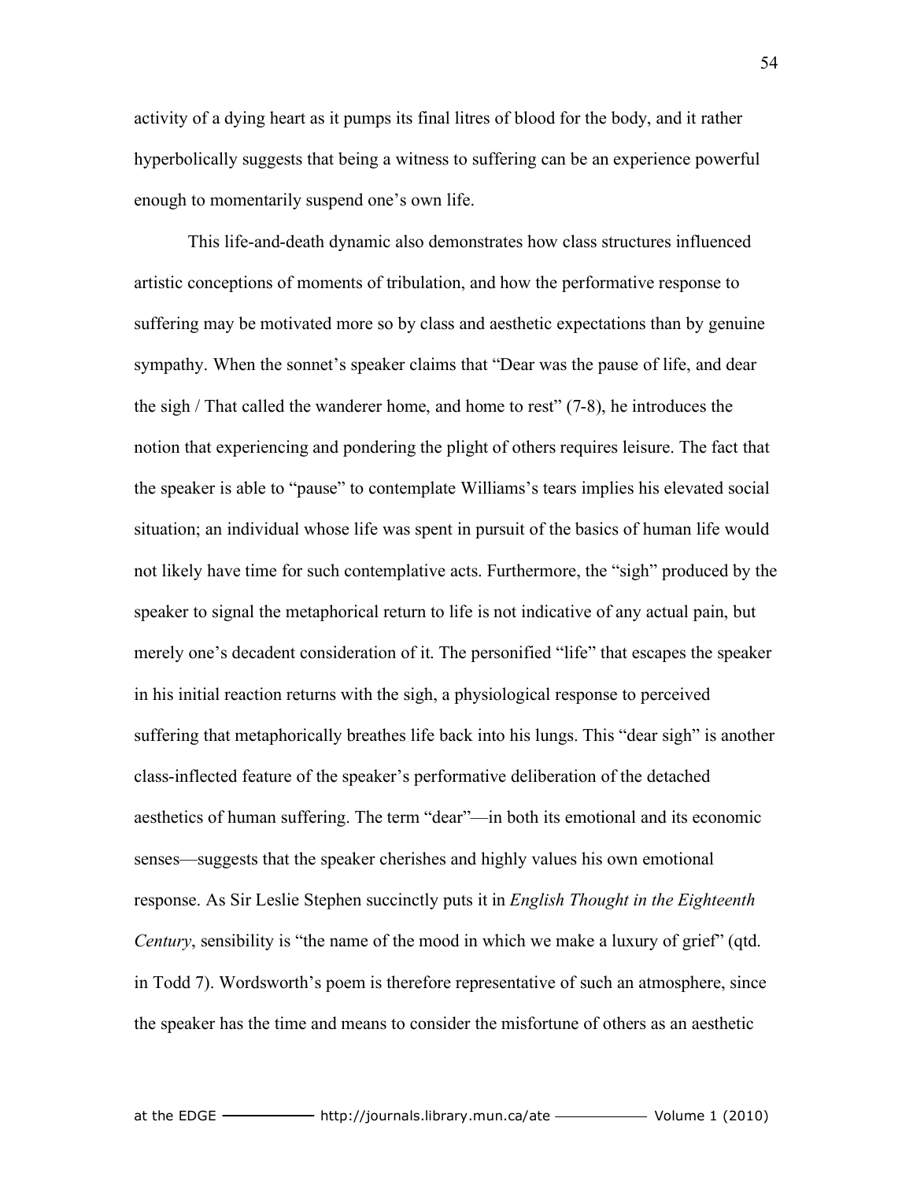activity of a dying heart as it pumps its final litres of blood for the body, and it rather hyperbolically suggests that being a witness to suffering can be an experience powerful enough to momentarily suspend one's own life.

This life-and-death dynamic also demonstrates how class structures influenced artistic conceptions of moments of tribulation, and how the performative response to suffering may be motivated more so by class and aesthetic expectations than by genuine sympathy. When the sonnet's speaker claims that "Dear was the pause of life, and dear the sigh / That called the wanderer home, and home to rest" (7-8), he introduces the notion that experiencing and pondering the plight of others requires leisure. The fact that the speaker is able to "pause" to contemplate Williams's tears implies his elevated social situation; an individual whose life was spent in pursuit of the basics of human life would not likely have time for such contemplative acts. Furthermore, the "sigh" produced by the speaker to signal the metaphorical return to life is not indicative of any actual pain, but merely one's decadent consideration of it. The personified "life" that escapes the speaker in his initial reaction returns with the sigh, a physiological response to perceived suffering that metaphorically breathes life back into his lungs. This "dear sigh" is another class-inflected feature of the speaker's performative deliberation of the detached aesthetics of human suffering. The term "dear"—in both its emotional and its economic senses—suggests that the speaker cherishes and highly values his own emotional response. As Sir Leslie Stephen succinctly puts it in *English Thought in the Eighteenth Century*, sensibility is "the name of the mood in which we make a luxury of grief" (qtd. in Todd 7). Wordsworth's poem is therefore representative of such an atmosphere, since the speaker has the time and means to consider the misfortune of others as an aesthetic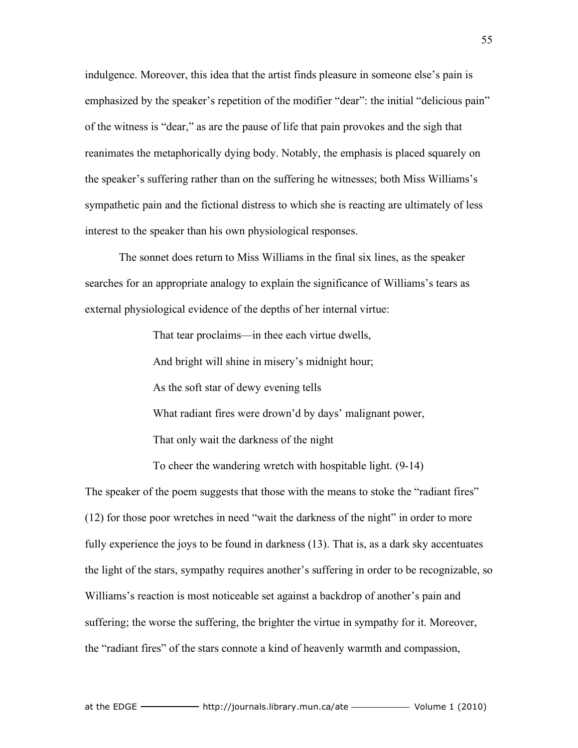indulgence. Moreover, this idea that the artist finds pleasure in someone else's pain is emphasized by the speaker's repetition of the modifier "dear": the initial "delicious pain" of the witness is "dear," as are the pause of life that pain provokes and the sigh that reanimates the metaphorically dying body. Notably, the emphasis is placed squarely on the speaker's suffering rather than on the suffering he witnesses; both Miss Williams's sympathetic pain and the fictional distress to which she is reacting are ultimately of less interest to the speaker than his own physiological responses.

The sonnet does return to Miss Williams in the final six lines, as the speaker searches for an appropriate analogy to explain the significance of Williams's tears as external physiological evidence of the depths of her internal virtue:

> That tear proclaims—in thee each virtue dwells,
>
> And bright will shine in misery's midnight hour;
>
> As the soft star of dewy evening tells
>
> What radiant fires were drown'd by days' malignant power,
>
> That only wait the darkness of the night
>
> To cheer the wandering wretch with hospitable light. (9-14)

The speaker of the poem suggests that those with the means to stoke the "radiant fires" (12) for those poor wretches in need "wait the darkness of the night" in order to more fully experience the joys to be found in darkness (13). That is, as a dark sky accentuates the light of the stars, sympathy requires another's suffering in order to be recognizable, so Williams's reaction is most noticeable set against a backdrop of another's pain and suffering; the worse the suffering, the brighter the virtue in sympathy for it. Moreover, the "radiant fires" of the stars connote a kind of heavenly warmth and compassion,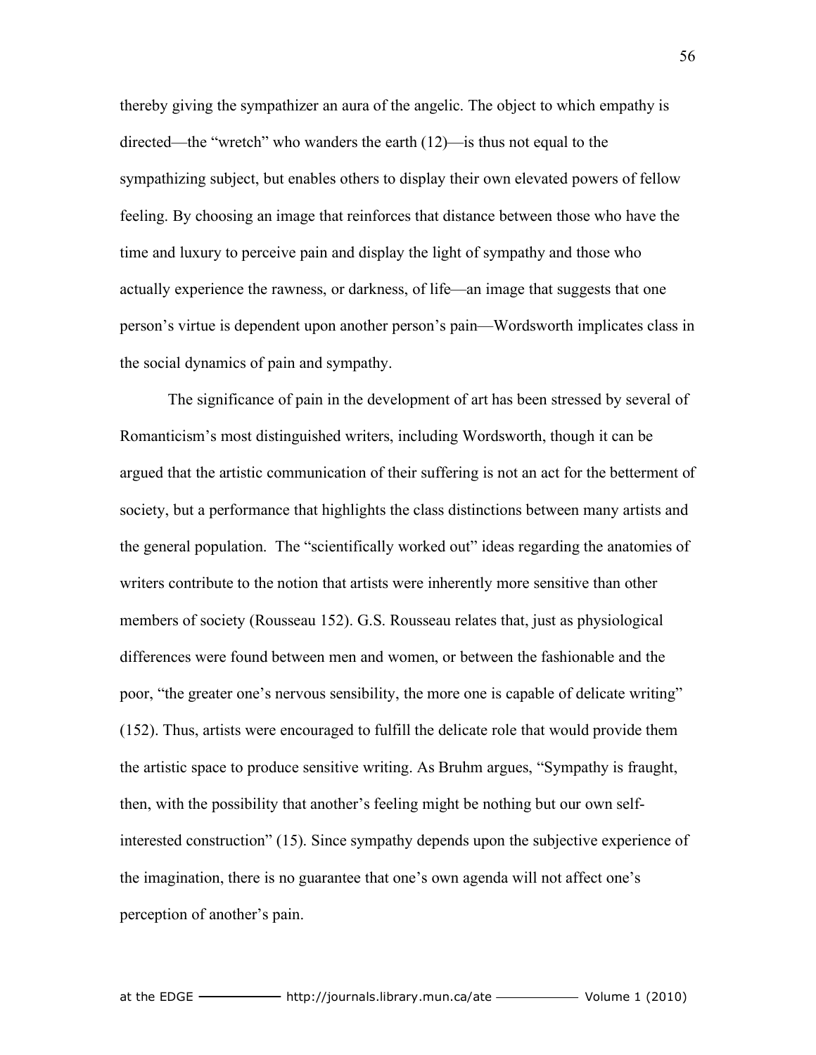thereby giving the sympathizer an aura of the angelic. The object to which empathy is directed—the "wretch" who wanders the earth (12)—is thus not equal to the sympathizing subject, but enables others to display their own elevated powers of fellow feeling. By choosing an image that reinforces that distance between those who have the time and luxury to perceive pain and display the light of sympathy and those who actually experience the rawness, or darkness, of life—an image that suggests that one person's virtue is dependent upon another person's pain—Wordsworth implicates class in the social dynamics of pain and sympathy.

The significance of pain in the development of art has been stressed by several of Romanticism's most distinguished writers, including Wordsworth, though it can be argued that the artistic communication of their suffering is not an act for the betterment of society, but a performance that highlights the class distinctions between many artists and the general population. The "scientifically worked out" ideas regarding the anatomies of writers contribute to the notion that artists were inherently more sensitive than other members of society (Rousseau 152). G.S. Rousseau relates that, just as physiological differences were found between men and women, or between the fashionable and the poor, "the greater one's nervous sensibility, the more one is capable of delicate writing" (152). Thus, artists were encouraged to fulfill the delicate role that would provide them the artistic space to produce sensitive writing. As Bruhm argues, "Sympathy is fraught, then, with the possibility that another's feeling might be nothing but our own self-interested construction" (15). Since sympathy depends upon the subjective experience of the imagination, there is no guarantee that one's own agenda will not affect one's perception of another's pain.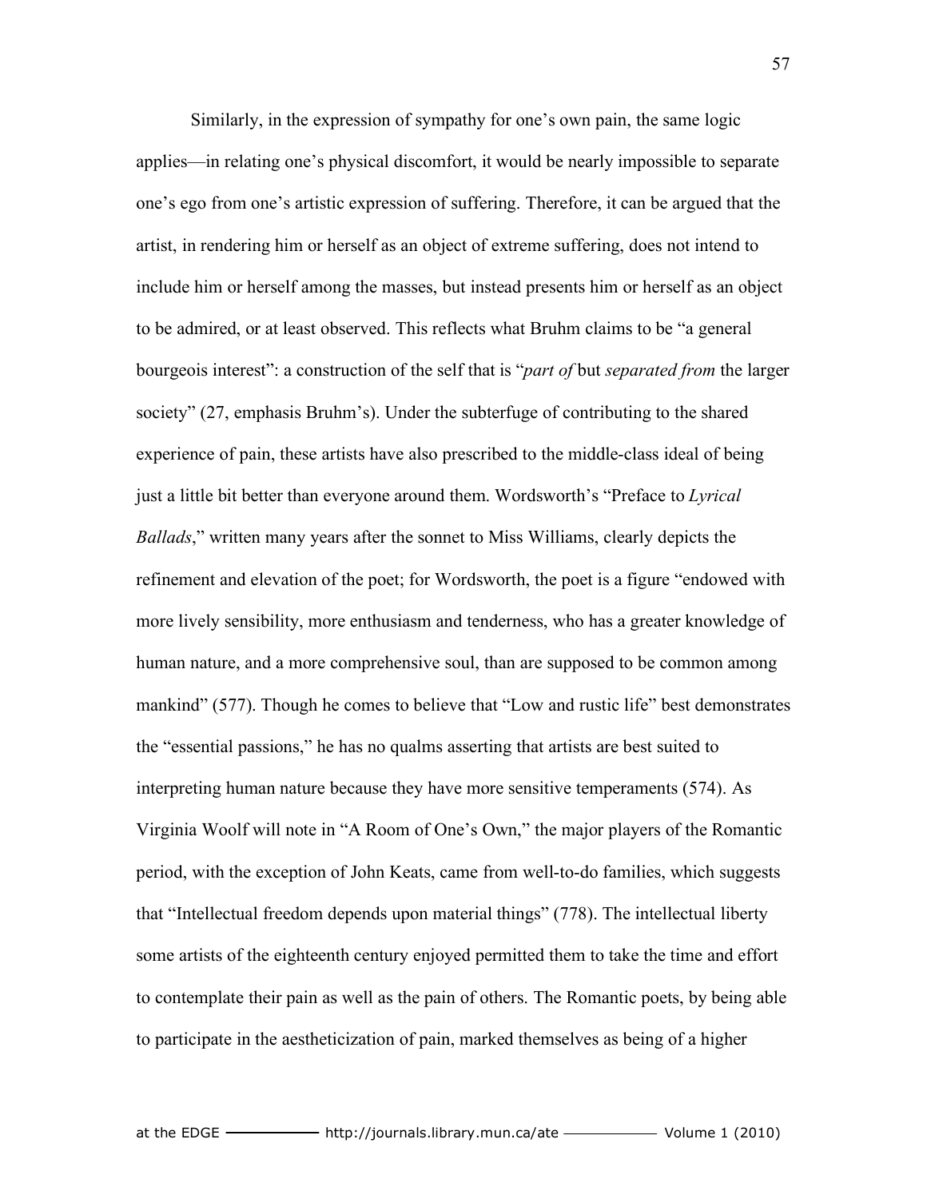Similarly, in the expression of sympathy for one's own pain, the same logic applies—in relating one's physical discomfort, it would be nearly impossible to separate one's ego from one's artistic expression of suffering. Therefore, it can be argued that the artist, in rendering him or herself as an object of extreme suffering, does not intend to include him or herself among the masses, but instead presents him or herself as an object to be admired, or at least observed. This reflects what Bruhm claims to be "a general bourgeois interest": a construction of the self that is "*part of* but *separated from* the larger society" (27, emphasis Bruhm's). Under the subterfuge of contributing to the shared experience of pain, these artists have also prescribed to the middle-class ideal of being just a little bit better than everyone around them. Wordsworth's "Preface to *Lyrical Ballads*," written many years after the sonnet to Miss Williams, clearly depicts the refinement and elevation of the poet; for Wordsworth, the poet is a figure "endowed with more lively sensibility, more enthusiasm and tenderness, who has a greater knowledge of human nature, and a more comprehensive soul, than are supposed to be common among mankind" (577). Though he comes to believe that "Low and rustic life" best demonstrates the "essential passions," he has no qualms asserting that artists are best suited to interpreting human nature because they have more sensitive temperaments (574). As Virginia Woolf will note in "A Room of One's Own," the major players of the Romantic period, with the exception of John Keats, came from well-to-do families, which suggests that "Intellectual freedom depends upon material things" (778). The intellectual liberty some artists of the eighteenth century enjoyed permitted them to take the time and effort to contemplate their pain as well as the pain of others. The Romantic poets, by being able to participate in the aestheticization of pain, marked themselves as being of a higher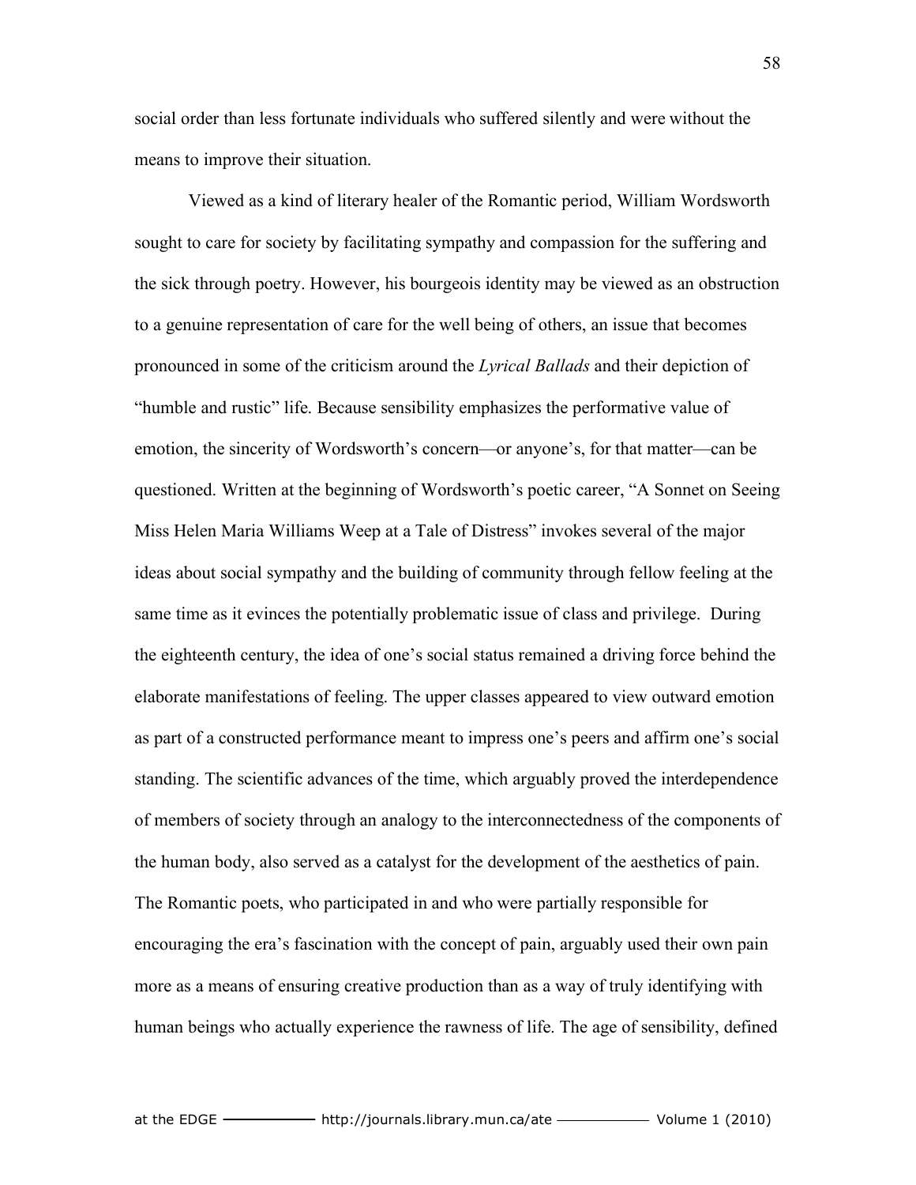social order than less fortunate individuals who suffered silently and were without the means to improve their situation.

Viewed as a kind of literary healer of the Romantic period, William Wordsworth sought to care for society by facilitating sympathy and compassion for the suffering and the sick through poetry. However, his bourgeois identity may be viewed as an obstruction to a genuine representation of care for the well being of others, an issue that becomes pronounced in some of the criticism around the *Lyrical Ballads* and their depiction of "humble and rustic" life. Because sensibility emphasizes the performative value of emotion, the sincerity of Wordsworth's concern—or anyone's, for that matter—can be questioned. Written at the beginning of Wordsworth's poetic career, "A Sonnet on Seeing Miss Helen Maria Williams Weep at a Tale of Distress" invokes several of the major ideas about social sympathy and the building of community through fellow feeling at the same time as it evinces the potentially problematic issue of class and privilege. During the eighteenth century, the idea of one's social status remained a driving force behind the elaborate manifestations of feeling. The upper classes appeared to view outward emotion as part of a constructed performance meant to impress one's peers and affirm one's social standing. The scientific advances of the time, which arguably proved the interdependence of members of society through an analogy to the interconnectedness of the components of the human body, also served as a catalyst for the development of the aesthetics of pain. The Romantic poets, who participated in and who were partially responsible for encouraging the era's fascination with the concept of pain, arguably used their own pain more as a means of ensuring creative production than as a way of truly identifying with human beings who actually experience the rawness of life. The age of sensibility, defined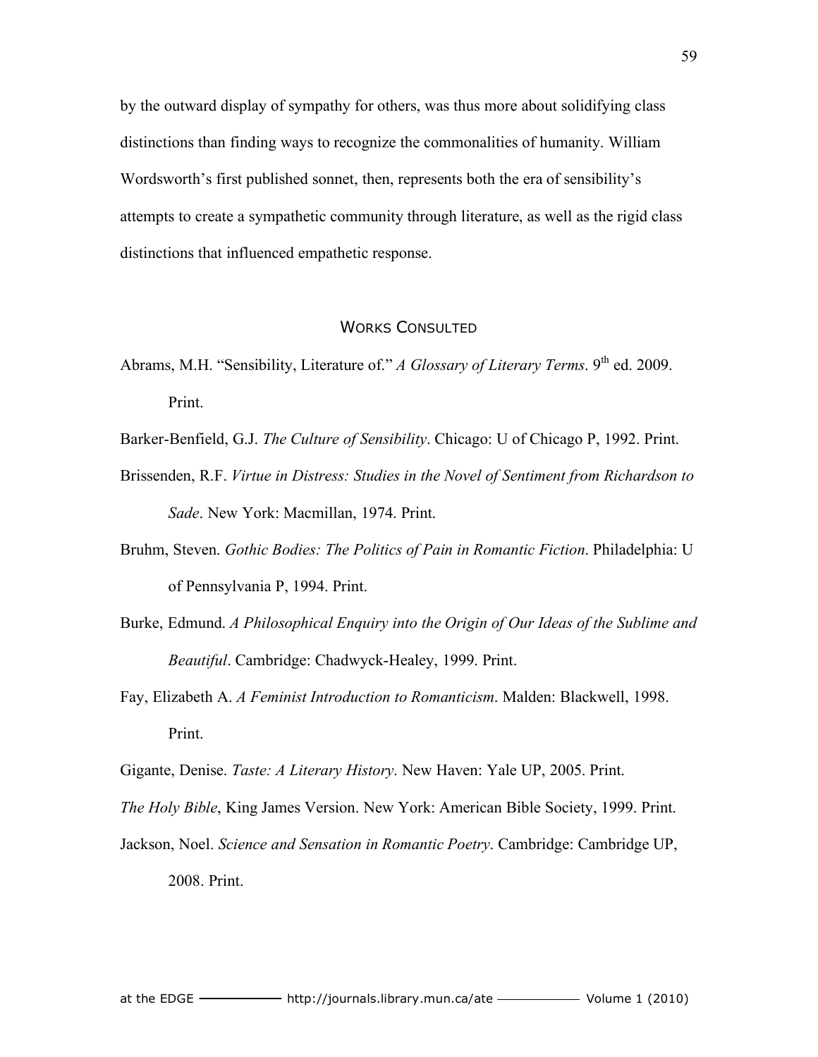by the outward display of sympathy for others, was thus more about solidifying class distinctions than finding ways to recognize the commonalities of humanity. William Wordsworth's first published sonnet, then, represents both the era of sensibility's attempts to create a sympathetic community through literature, as well as the rigid class distinctions that influenced empathetic response.

## Works Consulted

Abrams, M.H. "Sensibility, Literature of." *A Glossary of Literary Terms*. 9th ed. 2009. Print.

Barker-Benfield, G.J. *The Culture of Sensibility*. Chicago: U of Chicago P, 1992. Print.

Brissenden, R.F. *Virtue in Distress: Studies in the Novel of Sentiment from Richardson to Sade*. New York: Macmillan, 1974. Print.

Bruhm, Steven. *Gothic Bodies: The Politics of Pain in Romantic Fiction*. Philadelphia: U of Pennsylvania P, 1994. Print.

Burke, Edmund. *A Philosophical Enquiry into the Origin of Our Ideas of the Sublime and Beautiful*. Cambridge: Chadwyck-Healey, 1999. Print.

Fay, Elizabeth A. *A Feminist Introduction to Romanticism*. Malden: Blackwell, 1998. Print.

Gigante, Denise. *Taste: A Literary History*. New Haven: Yale UP, 2005. Print.

*The Holy Bible*, King James Version. New York: American Bible Society, 1999. Print.

Jackson, Noel. *Science and Sensation in Romantic Poetry*. Cambridge: Cambridge UP, 2008. Print.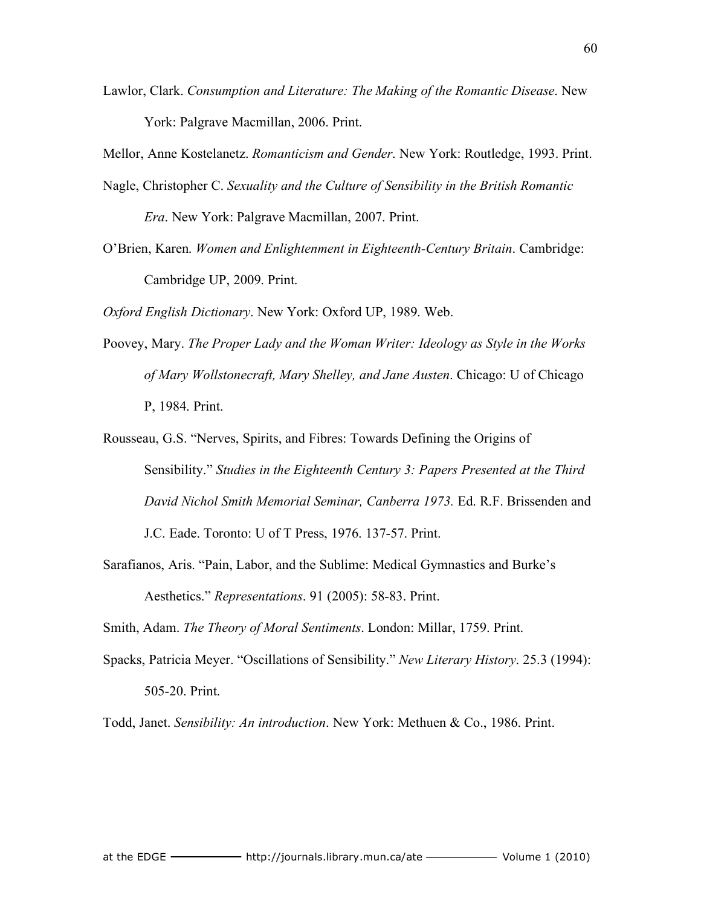Lawlor, Clark. *Consumption and Literature: The Making of the Romantic Disease*. New York: Palgrave Macmillan, 2006. Print.

Mellor, Anne Kostelanetz. *Romanticism and Gender*. New York: Routledge, 1993. Print.

Nagle, Christopher C. *Sexuality and the Culture of Sensibility in the British Romantic Era*. New York: Palgrave Macmillan, 2007. Print.

O'Brien, Karen. *Women and Enlightenment in Eighteenth-Century Britain*. Cambridge: Cambridge UP, 2009. Print.

*Oxford English Dictionary*. New York: Oxford UP, 1989. Web.

Poovey, Mary. *The Proper Lady and the Woman Writer: Ideology as Style in the Works of Mary Wollstonecraft, Mary Shelley, and Jane Austen*. Chicago: U of Chicago P, 1984. Print.

Rousseau, G.S. "Nerves, Spirits, and Fibres: Towards Defining the Origins of Sensibility." *Studies in the Eighteenth Century 3: Papers Presented at the Third David Nichol Smith Memorial Seminar, Canberra 1973.* Ed. R.F. Brissenden and J.C. Eade. Toronto: U of T Press, 1976. 137-57. Print.

Sarafianos, Aris. "Pain, Labor, and the Sublime: Medical Gymnastics and Burke's Aesthetics." *Representations*. 91 (2005): 58-83. Print.

Smith, Adam. *The Theory of Moral Sentiments*. London: Millar, 1759. Print.

Spacks, Patricia Meyer. "Oscillations of Sensibility." *New Literary History*. 25.3 (1994): 505-20. Print.

Todd, Janet. *Sensibility: An introduction*. New York: Methuen & Co., 1986. Print.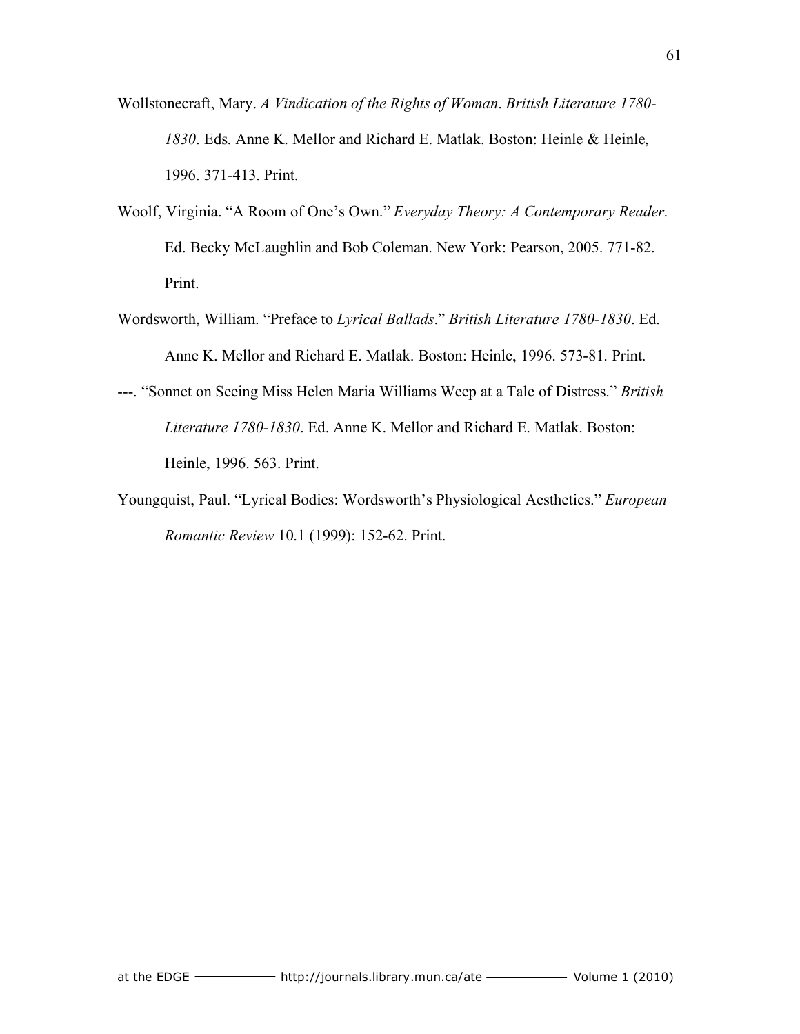Wollstonecraft, Mary. *A Vindication of the Rights of Woman*. *British Literature 1780-1830*. Eds. Anne K. Mellor and Richard E. Matlak. Boston: Heinle & Heinle, 1996. 371-413. Print.

Woolf, Virginia. "A Room of One's Own." *Everyday Theory: A Contemporary Reader*. Ed. Becky McLaughlin and Bob Coleman. New York: Pearson, 2005. 771-82. Print.

Wordsworth, William. "Preface to *Lyrical Ballads*." *British Literature 1780-1830*. Ed. Anne K. Mellor and Richard E. Matlak. Boston: Heinle, 1996. 573-81. Print.

---. "Sonnet on Seeing Miss Helen Maria Williams Weep at a Tale of Distress." *British Literature 1780-1830*. Ed. Anne K. Mellor and Richard E. Matlak. Boston: Heinle, 1996. 563. Print.

Youngquist, Paul. "Lyrical Bodies: Wordsworth's Physiological Aesthetics." *European Romantic Review* 10.1 (1999): 152-62. Print.